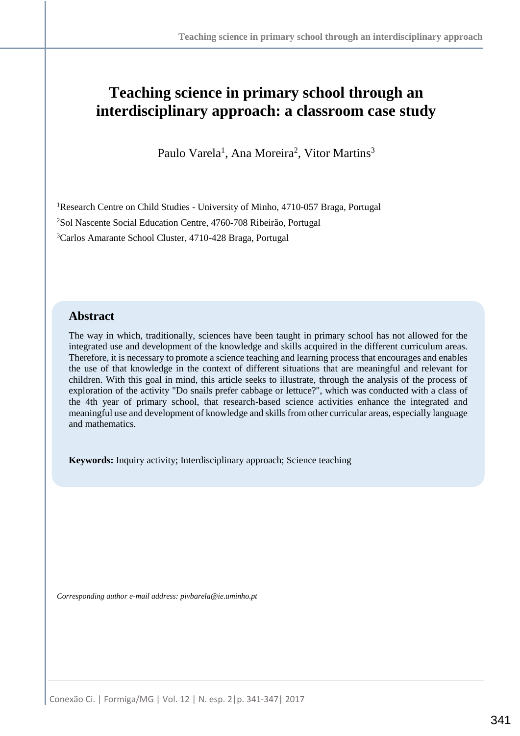# Teaching science in primary school through an interdisciplinary approach: a classroom case study

Paulo Varela[1], Ana Moreira[2], Vitor Martins[3]

[1]Research Centre on Child Studies - University of Minho, 4710-057 Braga, Portugal

[2]Sol Nascente Social Education Centre, 4760-708 Ribeirão, Portugal

[3]Carlos Amarante School Cluster, 4710-428 Braga, Portugal

## Abstract

The way in which, traditionally, sciences have been taught in primary school has not allowed for the integrated use and development of the knowledge and skills acquired in the different curriculum areas. Therefore, it is necessary to promote a science teaching and learning process that encourages and enables the use of that knowledge in the context of different situations that are meaningful and relevant for children. With this goal in mind, this article seeks to illustrate, through the analysis of the process of exploration of the activity "Do snails prefer cabbage or lettuce?", which was conducted with a class of the 4th year of primary school, that research-based science activities enhance the integrated and meaningful use and development of knowledge and skills from other curricular areas, especially language and mathematics.

**Keywords:** Inquiry activity; Interdisciplinary approach; Science teaching

*Corresponding author e-mail address: pivbarela@ie.uminho.pt*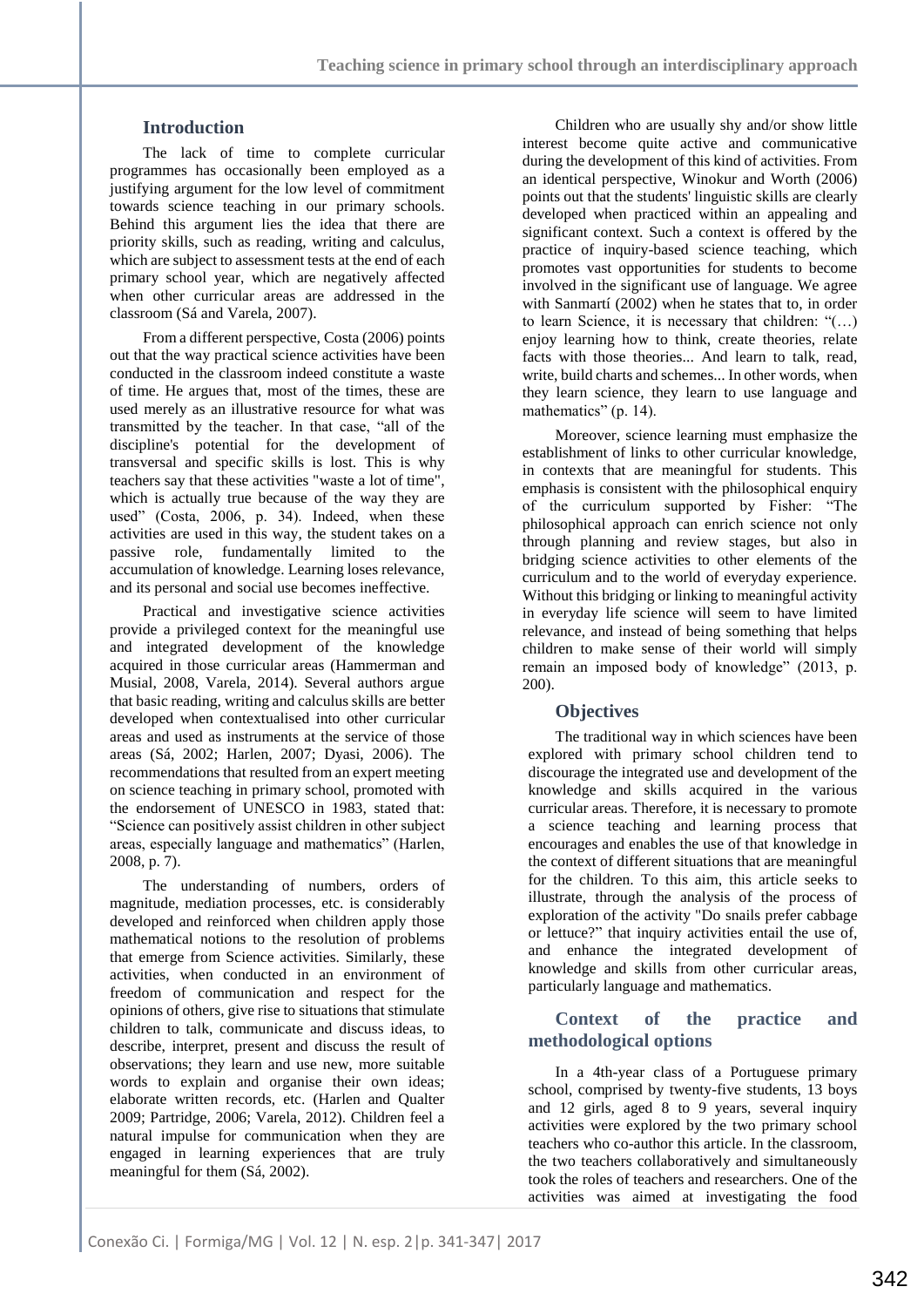## Introduction

The lack of time to complete curricular programmes has occasionally been employed as a justifying argument for the low level of commitment towards science teaching in our primary schools. Behind this argument lies the idea that there are priority skills, such as reading, writing and calculus, which are subject to assessment tests at the end of each primary school year, which are negatively affected when other curricular areas are addressed in the classroom (Sá and Varela, 2007).

From a different perspective, Costa (2006) points out that the way practical science activities have been conducted in the classroom indeed constitute a waste of time. He argues that, most of the times, these are used merely as an illustrative resource for what was transmitted by the teacher. In that case, "all of the discipline's potential for the development of transversal and specific skills is lost. This is why teachers say that these activities "waste a lot of time", which is actually true because of the way they are used" (Costa, 2006, p. 34). Indeed, when these activities are used in this way, the student takes on a passive role, fundamentally limited to the accumulation of knowledge. Learning loses relevance, and its personal and social use becomes ineffective.

Practical and investigative science activities provide a privileged context for the meaningful use and integrated development of the knowledge acquired in those curricular areas (Hammerman and Musial, 2008, Varela, 2014). Several authors argue that basic reading, writing and calculus skills are better developed when contextualised into other curricular areas and used as instruments at the service of those areas (Sá, 2002; Harlen, 2007; Dyasi, 2006). The recommendations that resulted from an expert meeting on science teaching in primary school, promoted with the endorsement of UNESCO in 1983, stated that: "Science can positively assist children in other subject areas, especially language and mathematics" (Harlen, 2008, p. 7).

The understanding of numbers, orders of magnitude, mediation processes, etc. is considerably developed and reinforced when children apply those mathematical notions to the resolution of problems that emerge from Science activities. Similarly, these activities, when conducted in an environment of freedom of communication and respect for the opinions of others, give rise to situations that stimulate children to talk, communicate and discuss ideas, to describe, interpret, present and discuss the result of observations; they learn and use new, more suitable words to explain and organise their own ideas; elaborate written records, etc. (Harlen and Qualter 2009; Partridge, 2006; Varela, 2012). Children feel a natural impulse for communication when they are engaged in learning experiences that are truly meaningful for them (Sá, 2002).

Children who are usually shy and/or show little interest become quite active and communicative during the development of this kind of activities. From an identical perspective, Winokur and Worth (2006) points out that the students' linguistic skills are clearly developed when practiced within an appealing and significant context. Such a context is offered by the practice of inquiry-based science teaching, which promotes vast opportunities for students to become involved in the significant use of language. We agree with Sanmartí (2002) when he states that to, in order to learn Science, it is necessary that children: "(…) enjoy learning how to think, create theories, relate facts with those theories... And learn to talk, read, write, build charts and schemes... In other words, when they learn science, they learn to use language and mathematics" (p. 14).

Moreover, science learning must emphasize the establishment of links to other curricular knowledge, in contexts that are meaningful for students. This emphasis is consistent with the philosophical enquiry of the curriculum supported by Fisher: "The philosophical approach can enrich science not only through planning and review stages, but also in bridging science activities to other elements of the curriculum and to the world of everyday experience. Without this bridging or linking to meaningful activity in everyday life science will seem to have limited relevance, and instead of being something that helps children to make sense of their world will simply remain an imposed body of knowledge" (2013, p. 200).

## Objectives

The traditional way in which sciences have been explored with primary school children tend to discourage the integrated use and development of the knowledge and skills acquired in the various curricular areas. Therefore, it is necessary to promote a science teaching and learning process that encourages and enables the use of that knowledge in the context of different situations that are meaningful for the children. To this aim, this article seeks to illustrate, through the analysis of the process of exploration of the activity "Do snails prefer cabbage or lettuce?" that inquiry activities entail the use of, and enhance the integrated development of knowledge and skills from other curricular areas, particularly language and mathematics.

## Context of the practice and methodological options

In a 4th-year class of a Portuguese primary school, comprised by twenty-five students, 13 boys and 12 girls, aged 8 to 9 years, several inquiry activities were explored by the two primary school teachers who co-author this article. In the classroom, the two teachers collaboratively and simultaneously took the roles of teachers and researchers. One of the activities was aimed at investigating the food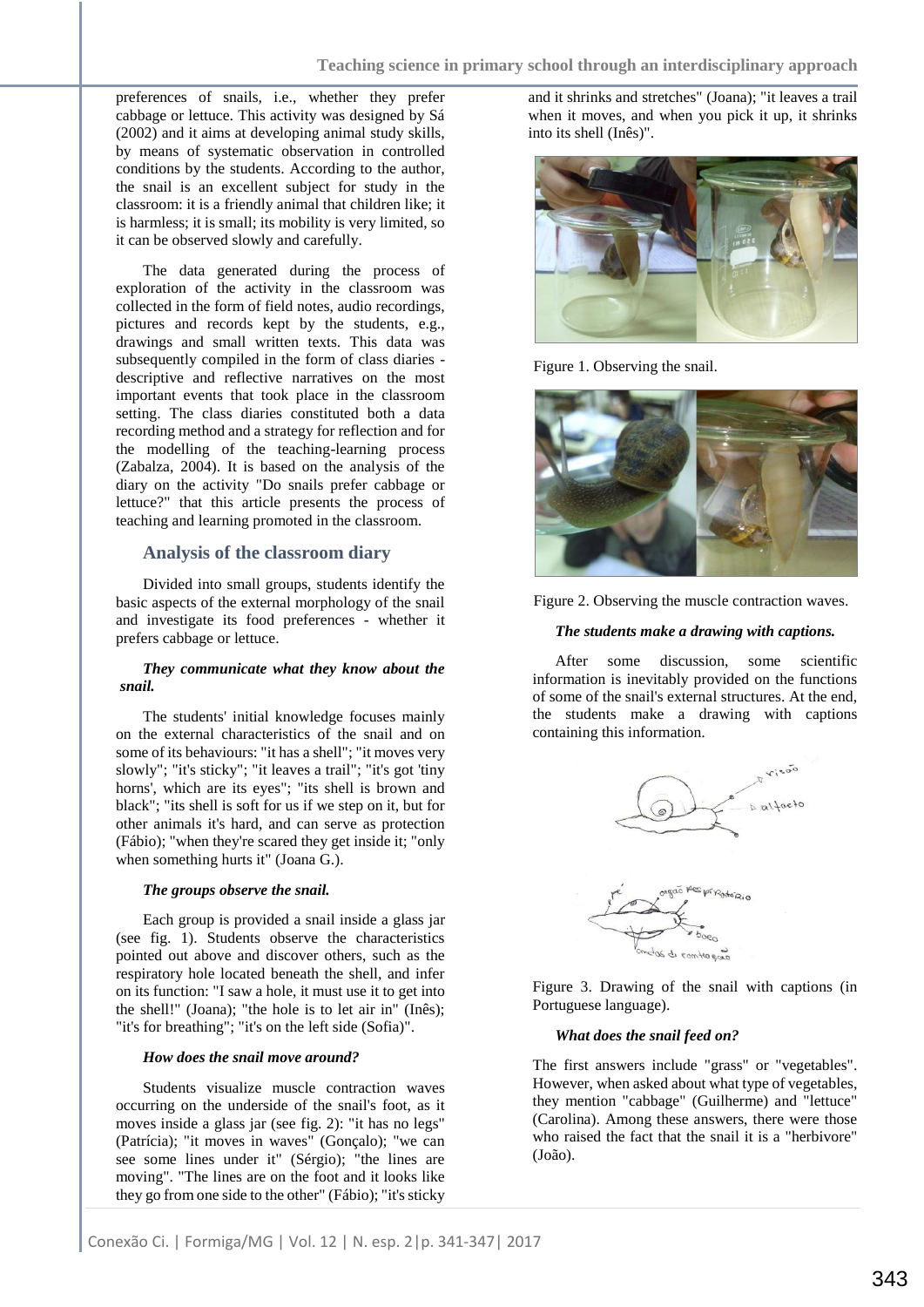preferences of snails, i.e., whether they prefer cabbage or lettuce. This activity was designed by Sá (2002) and it aims at developing animal study skills, by means of systematic observation in controlled conditions by the students. According to the author, the snail is an excellent subject for study in the classroom: it is a friendly animal that children like; it is harmless; it is small; its mobility is very limited, so it can be observed slowly and carefully.

The data generated during the process of exploration of the activity in the classroom was collected in the form of field notes, audio recordings, pictures and records kept by the students, e.g., drawings and small written texts. This data was subsequently compiled in the form of class diaries - descriptive and reflective narratives on the most important events that took place in the classroom setting. The class diaries constituted both a data recording method and a strategy for reflection and for the modelling of the teaching-learning process (Zabalza, 2004). It is based on the analysis of the diary on the activity "Do snails prefer cabbage or lettuce?" that this article presents the process of teaching and learning promoted in the classroom.

## Analysis of the classroom diary

Divided into small groups, students identify the basic aspects of the external morphology of the snail and investigate its food preferences - whether it prefers cabbage or lettuce.

***They communicate what they know about the snail.***

The students' initial knowledge focuses mainly on the external characteristics of the snail and on some of its behaviours: "it has a shell"; "it moves very slowly"; "it's sticky"; "it leaves a trail"; "it's got 'tiny horns', which are its eyes"; "its shell is brown and black"; "its shell is soft for us if we step on it, but for other animals it's hard, and can serve as protection (Fábio); "when they're scared they get inside it; "only when something hurts it" (Joana G.).

***The groups observe the snail.***

Each group is provided a snail inside a glass jar (see fig. 1). Students observe the characteristics pointed out above and discover others, such as the respiratory hole located beneath the shell, and infer on its function: "I saw a hole, it must use it to get into the shell!" (Joana); "the hole is to let air in" (Inês); "it's for breathing"; "it's on the left side (Sofia)".

***How does the snail move around?***

Students visualize muscle contraction waves occurring on the underside of the snail's foot, as it moves inside a glass jar (see fig. 2): "it has no legs" (Patrícia); "it moves in waves" (Gonçalo); "we can see some lines under it" (Sérgio); "the lines are moving". "The lines are on the foot and it looks like they go from one side to the other" (Fábio); "it's sticky and it shrinks and stretches" (Joana); "it leaves a trail when it moves, and when you pick it up, it shrinks into its shell (Inês)".

Figure 1. Observing the snail.

Figure 2. Observing the muscle contraction waves.

***The students make a drawing with captions.***

After some discussion, some scientific information is inevitably provided on the functions of some of the snail's external structures. At the end, the students make a drawing with captions containing this information.

Figure 3. Drawing of the snail with captions (in Portuguese language).

***What does the snail feed on?***

The first answers include "grass" or "vegetables". However, when asked about what type of vegetables, they mention "cabbage" (Guilherme) and "lettuce" (Carolina). Among these answers, there were those who raised the fact that the snail it is a "herbivore" (João).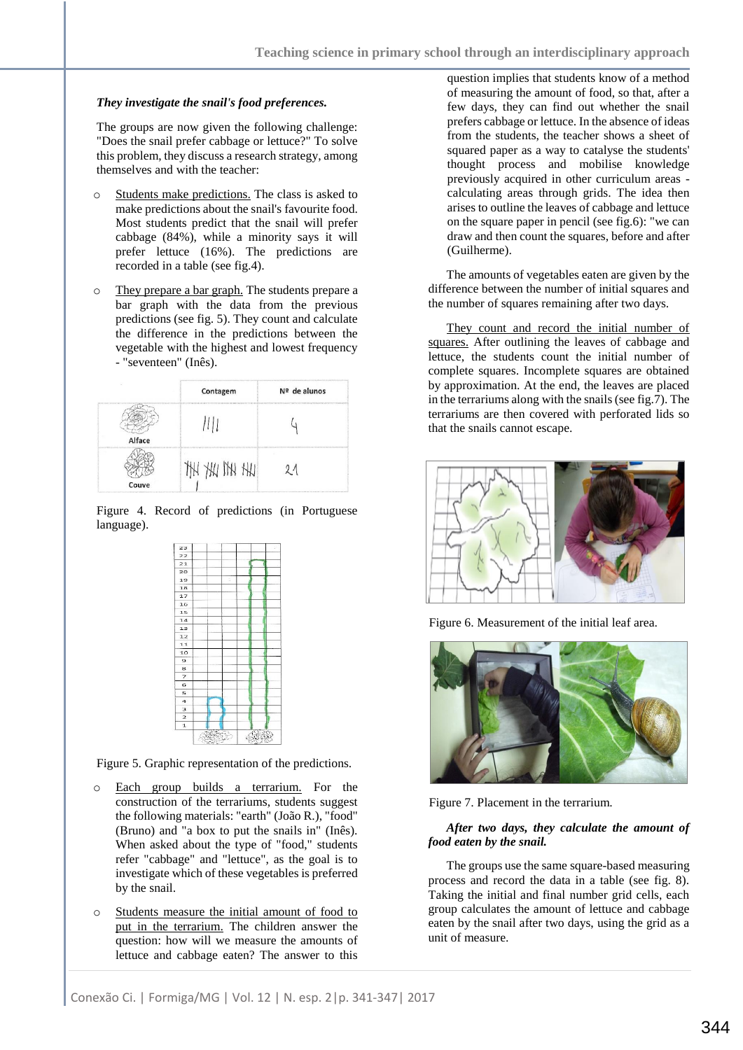***They investigate the snail's food preferences.***

The groups are now given the following challenge: "Does the snail prefer cabbage or lettuce?" To solve this problem, they discuss a research strategy, among themselves and with the teacher:

- Students make predictions. The class is asked to make predictions about the snail's favourite food. Most students predict that the snail will prefer cabbage (84%), while a minority says it will prefer lettuce (16%). The predictions are recorded in a table (see fig.4).

- They prepare a bar graph. The students prepare a bar graph with the data from the previous predictions (see fig. 5). They count and calculate the difference in the predictions between the vegetable with the highest and lowest frequency - "seventeen" (Inês).

| | Contagem | Nº de alunos |
|---|---|---|
| Alface | //// | 4 |
| Couve | ~~||||~~ ~~||||~~ ~~||||~~ ~~||||~~ / | 21 |

Figure 4. Record of predictions (in Portuguese language).

Figure 5. Graphic representation of the predictions.

- Each group builds a terrarium. For the construction of the terrariums, students suggest the following materials: "earth" (João R.), "food" (Bruno) and "a box to put the snails in" (Inês). When asked about the type of "food," students refer "cabbage" and "lettuce", as the goal is to investigate which of these vegetables is preferred by the snail.

- Students measure the initial amount of food to put in the terrarium. The children answer the question: how will we measure the amounts of lettuce and cabbage eaten? The answer to this question implies that students know of a method of measuring the amount of food, so that, after a few days, they can find out whether the snail prefers cabbage or lettuce. In the absence of ideas from the students, the teacher shows a sheet of squared paper as a way to catalyse the students' thought process and mobilise knowledge previously acquired in other curriculum areas - calculating areas through grids. The idea then arises to outline the leaves of cabbage and lettuce on the square paper in pencil (see fig.6): "we can draw and then count the squares, before and after (Guilherme).

The amounts of vegetables eaten are given by the difference between the number of initial squares and the number of squares remaining after two days.

They count and record the initial number of squares. After outlining the leaves of cabbage and lettuce, the students count the number of complete squares. Incomplete squares are obtained by approximation. At the end, the leaves are placed in the terrariums along with the snails (see fig.7). The terrariums are then covered with perforated lids so that the snails cannot escape.

Figure 6. Measurement of the initial leaf area.

Figure 7. Placement in the terrarium.

***After two days, they calculate the amount of food eaten by the snail.***

The groups use the same square-based measuring process and record the data in a table (see fig. 8). Taking the initial and final number grid cells, each group calculates the amount of lettuce and cabbage eaten by the snail after two days, using the grid as a unit of measure.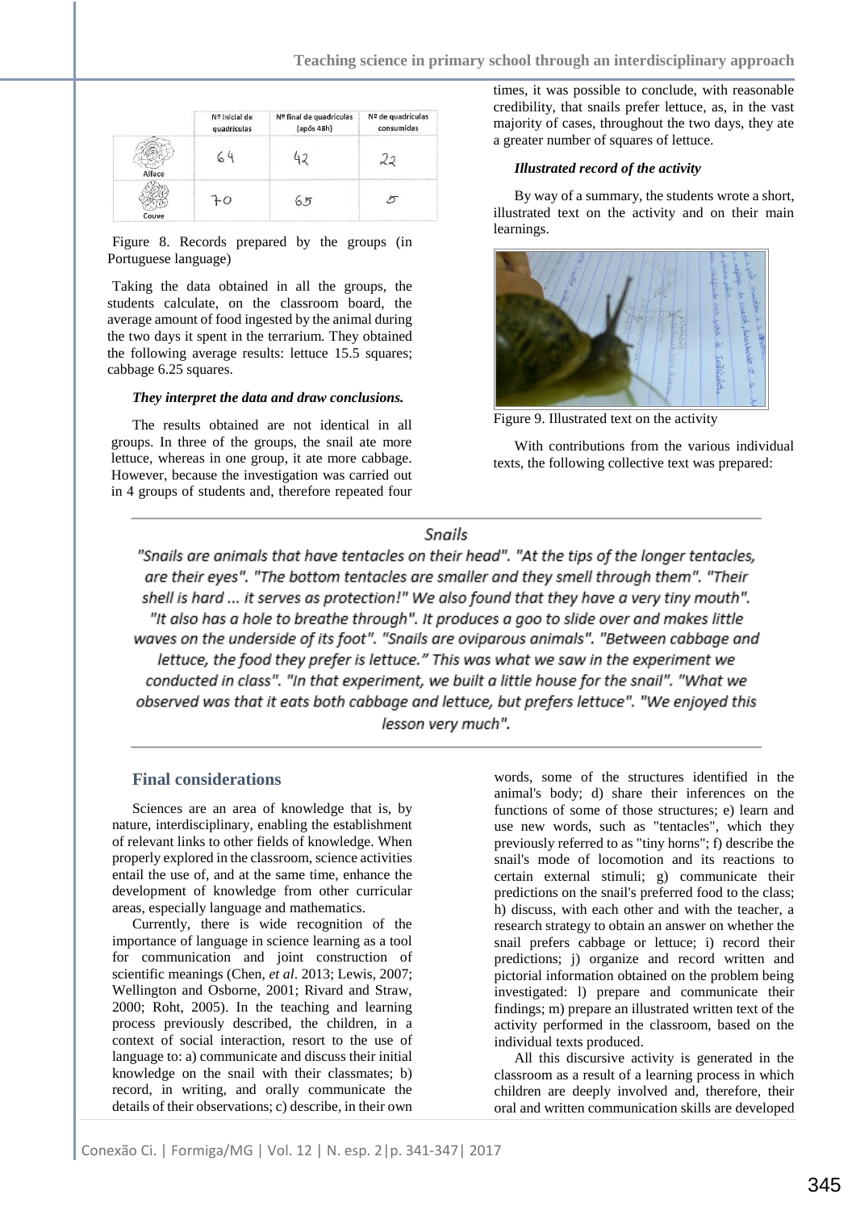| | Nº inicial de quadrículas | Nº final de quadrículas (após 48h) | Nº de quadrículas consumidas |
|---|---|---|---|
| Alface | 64 | 42 | 22 |
| Couve | 70 | 65 | 5 |

Figure 8. Records prepared by the groups (in Portuguese language)

Taking the data obtained in all the groups, the students calculate, on the classroom board, the average amount of food ingested by the animal during the two days it spent in the terrarium. They obtained the following average results: lettuce 15.5 squares; cabbage 6.25 squares.

***They interpret the data and draw conclusions.***

The results obtained are not identical in all groups. In three of the groups, the snail ate more lettuce, whereas in one group, it ate more cabbage. However, because the investigation was carried out in 4 groups of students and, therefore repeated four times, it was possible to conclude, with reasonable credibility, that snails prefer lettuce, as, in the vast majority of cases, throughout the two days, they ate a greater number of squares of lettuce.

***Illustrated record of the activity***

By way of a summary, the students wrote a short, illustrated text on the activity and on their main learnings.

Figure 9. Illustrated text on the activity

With contributions from the various individual texts, the following collective text was prepared:

*Snails*

*"Snails are animals that have tentacles on their head". "At the tips of the longer tentacles, are their eyes". "The bottom tentacles are smaller and they smell through them". "Their shell is hard ... it serves as protection!" We also found that they have a very tiny mouth". "It also has a hole to breathe through". It produces a goo to slide over and makes little waves on the underside of its foot". "Snails are oviparous animals". "Between cabbage and lettuce, the food they prefer is lettuce." This was what we saw in the experiment we conducted in class". "In that experiment, we built a little house for the snail". "What we observed was that it eats both cabbage and lettuce, but prefers lettuce". "We enjoyed this lesson very much".*

## Final considerations

Sciences are an area of knowledge that is, by nature, interdisciplinary, enabling the establishment of relevant links to other fields of knowledge. When properly explored in the classroom, science activities entail the use of, and at the same time, enhance the development of knowledge from other curricular areas, especially language and mathematics.

Currently, there is wide recognition of the importance of language in science learning as a tool for communication and joint construction of scientific meanings (Chen, *et al*. 2013; Lewis, 2007; Wellington and Osborne, 2001; Rivard and Straw, 2000; Roht, 2005). In the teaching and learning process previously described, the children, in a context of social interaction, resort to the use of language to: a) communicate and discuss their initial knowledge on the snail with their classmates; b) record, in writing, and orally communicate the details of their observations; c) describe, in their own words, some of the structures identified in the animal's body; d) share their inferences on the functions of some of those structures; e) learn and use new words, such as "tentacles", which they previously referred to as "tiny horns"; f) describe the snail's mode of locomotion and its reactions to certain external stimuli; g) communicate their predictions on the snail's preferred food to the class; h) discuss, with each other and with the teacher, a research strategy to obtain an answer on whether the snail prefers cabbage or lettuce; i) record their predictions; j) organize and record written and pictorial information obtained on the problem being investigated: l) prepare and communicate their findings; m) prepare an illustrated written text of the activity performed in the classroom, based on the individual texts produced.

All this discursive activity is generated in the classroom as a result of a learning process in which children are deeply involved and, therefore, their oral and written communication skills are developed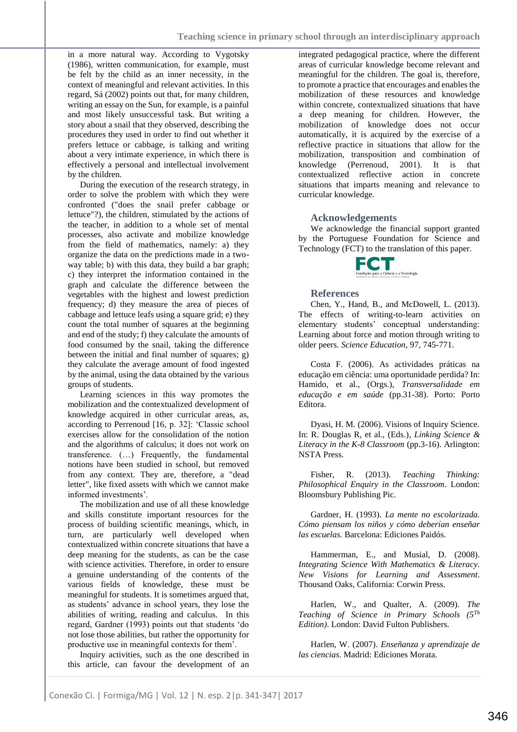in a more natural way. According to Vygotsky (1986), written communication, for example, must be felt by the child as an inner necessity, in the context of meaningful and relevant activities. In this regard, Sá (2002) points out that, for many children, writing an essay on the Sun, for example, is a painful and most likely unsuccessful task. But writing a story about a snail that they observed, describing the procedures they used in order to find out whether it prefers lettuce or cabbage, is talking and writing about a very intimate experience, in which there is effectively a personal and intellectual involvement by the children.

During the execution of the research strategy, in order to solve the problem with which they were confronted ("does the snail prefer cabbage or lettuce"?), the children, stimulated by the actions of the teacher, in addition to a whole set of mental processes, also activate and mobilize knowledge from the field of mathematics, namely: a) they organize the data on the predictions made in a two-way table; b) with this data, they build a bar graph; c) they interpret the information contained in the graph and calculate the difference between the vegetables with the highest and lowest prediction frequency; d) they measure the area of pieces of cabbage and lettuce using a square grid; e) they count the total number of squares at the beginning and end of the study; f) they calculate the amounts of food consumed by the snail, taking the difference between the initial and final number of squares; g) they calculate the average amount of food ingested by the animal, using the data obtained by the various groups of students.

Learning sciences in this way promotes the mobilization and the contextualized development of knowledge acquired in other curricular areas, as, according to Perrenoud [16, p. 32]: 'Classic school exercises allow for the consolidation of the notion and the algorithms of calculus; it does not work on transference. (…) Frequently, the fundamental notions have been studied in school, but removed from any context. They are, therefore, a "dead letter", like fixed assets with which we cannot make informed investments'.

The mobilization and use of all these knowledge and skills constitute important resources for the process of building scientific meanings, which, in turn, are particularly well developed when contextualized within concrete situations that have a deep meaning for the students, as can be the case with science activities. Therefore, in order to ensure a genuine understanding of the contents of the various fields of knowledge, these must be meaningful for students. It is sometimes argued that, as students' advance in school years, they lose the abilities of writing, reading and calculus. In this regard, Gardner (1993) points out that students 'do not lose those abilities, but rather the opportunity for productive use in meaningful contexts for them'.

Inquiry activities, such as the one described in this article, can favour the development of an integrated pedagogical practice, where the different areas of curricular knowledge become relevant and meaningful for the children. The goal is, therefore, to promote a practice that encourages and enables the mobilization of these resources and knowledge within concrete, contextualized situations that have a deep meaning for children. However, the mobilization of knowledge does not occur automatically, it is acquired by the exercise of a reflective practice in situations that allow for the mobilization, transposition and combination of knowledge (Perrenoud, 2001). It is that contextualized reflective action in concrete situations that imparts meaning and relevance to curricular knowledge.

## Acknowledgements

We acknowledge the financial support granted by the Portuguese Foundation for Science and Technology (FCT) to the translation of this paper.

## References

Chen, Y., Hand, B., and McDowell, L. (2013). The effects of writing-to-learn activities on elementary students' conceptual understanding: Learning about force and motion through writing to older peers. *Science Education*, 97, 745-771.

Costa F. (2006). As actividades práticas na educação em ciência: uma oportunidade perdida? In: Hamido, et al., (Orgs.), *Transversalidade em educação e em saúde* (pp.31-38). Porto: Porto Editora.

Dyasi, H. M. (2006). Visions of Inquiry Science. In: R. Douglas R, et al., (Eds.), *Linking Science & Literacy in the K-8 Classroom* (pp.3-16). Arlington: NSTA Press.

Fisher, R. (2013). *Teaching Thinking: Philosophical Enquiry in the Classroom*. London: Bloomsbury Publishing Pic.

Gardner, H. (1993). *La mente no escolarizada. Cómo piensam los niños y cómo deberían enseñar las escuelas.* Barcelona: Ediciones Paidós.

Hammerman, E., and Musial, D. (2008). *Integrating Science With Mathematics & Literacy. New Visions for Learning and Assessment*. Thousand Oaks, California: Corwin Press.

Harlen, W., and Qualter, A. (2009). *The Teaching of Science in Primary Schools (5Th Edition)*. London: David Fulton Publishers.

Harlen, W. (2007). *Enseñanza y aprendizaje de las ciencias*. Madrid: Ediciones Morata.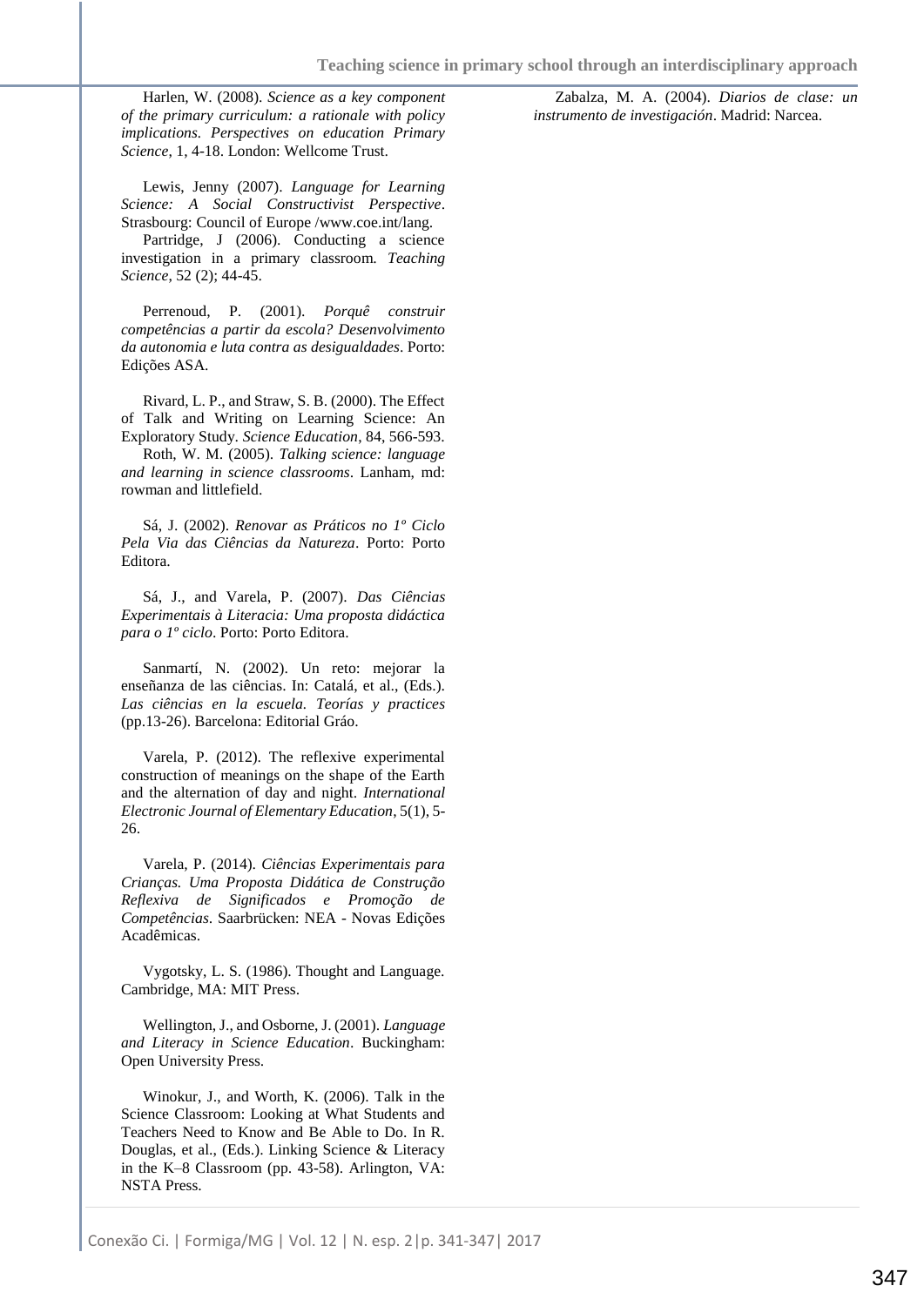Harlen, W. (2008). *Science as a key component of the primary curriculum: a rationale with policy implications. Perspectives on education Primary Science*, 1, 4-18. London: Wellcome Trust.

Lewis, Jenny (2007). *Language for Learning Science: A Social Constructivist Perspective*. Strasbourg: Council of Europe /www.coe.int/lang.

Partridge, J (2006). Conducting a science investigation in a primary classroom. *Teaching Science*, 52 (2); 44-45.

Perrenoud, P. (2001). *Porquê construir competências a partir da escola? Desenvolvimento da autonomia e luta contra as desigualdades*. Porto: Edições ASA.

Rivard, L. P., and Straw, S. B. (2000). The Effect of Talk and Writing on Learning Science: An Exploratory Study. *Science Education*, 84, 566-593.

Roth, W. M. (2005). *Talking science: language and learning in science classrooms*. Lanham, md: rowman and littlefield.

Sá, J. (2002). *Renovar as Práticos no 1º Ciclo Pela Via das Ciências da Natureza*. Porto: Porto Editora.

Sá, J., and Varela, P. (2007). *Das Ciências Experimentais à Literacia: Uma proposta didáctica para o 1º ciclo*. Porto: Porto Editora.

Sanmartí, N. (2002). Un reto: mejorar la enseñanza de las ciências. In: Catalá, et al., (Eds.). *Las ciências en la escuela. Teorías y practices* (pp.13-26). Barcelona: Editorial Gráo.

Varela, P. (2012). The reflexive experimental construction of meanings on the shape of the Earth and the alternation of day and night. *International Electronic Journal of Elementary Education*, 5(1), 5-26.

Varela, P. (2014). *Ciências Experimentais para Crianças. Uma Proposta Didática de Construção Reflexiva de Significados e Promoção de Competências*. Saarbrücken: NEA - Novas Edições Acadêmicas.

Vygotsky, L. S. (1986). Thought and Language. Cambridge, MA: MIT Press.

Wellington, J., and Osborne, J. (2001). *Language and Literacy in Science Education*. Buckingham: Open University Press.

Winokur, J., and Worth, K. (2006). Talk in the Science Classroom: Looking at What Students and Teachers Need to Know and Be Able to Do. In R. Douglas, et al., (Eds.). Linking Science & Literacy in the K–8 Classroom (pp. 43-58). Arlington, VA: NSTA Press.

Zabalza, M. A. (2004). *Diarios de clase: un instrumento de investigación*. Madrid: Narcea.